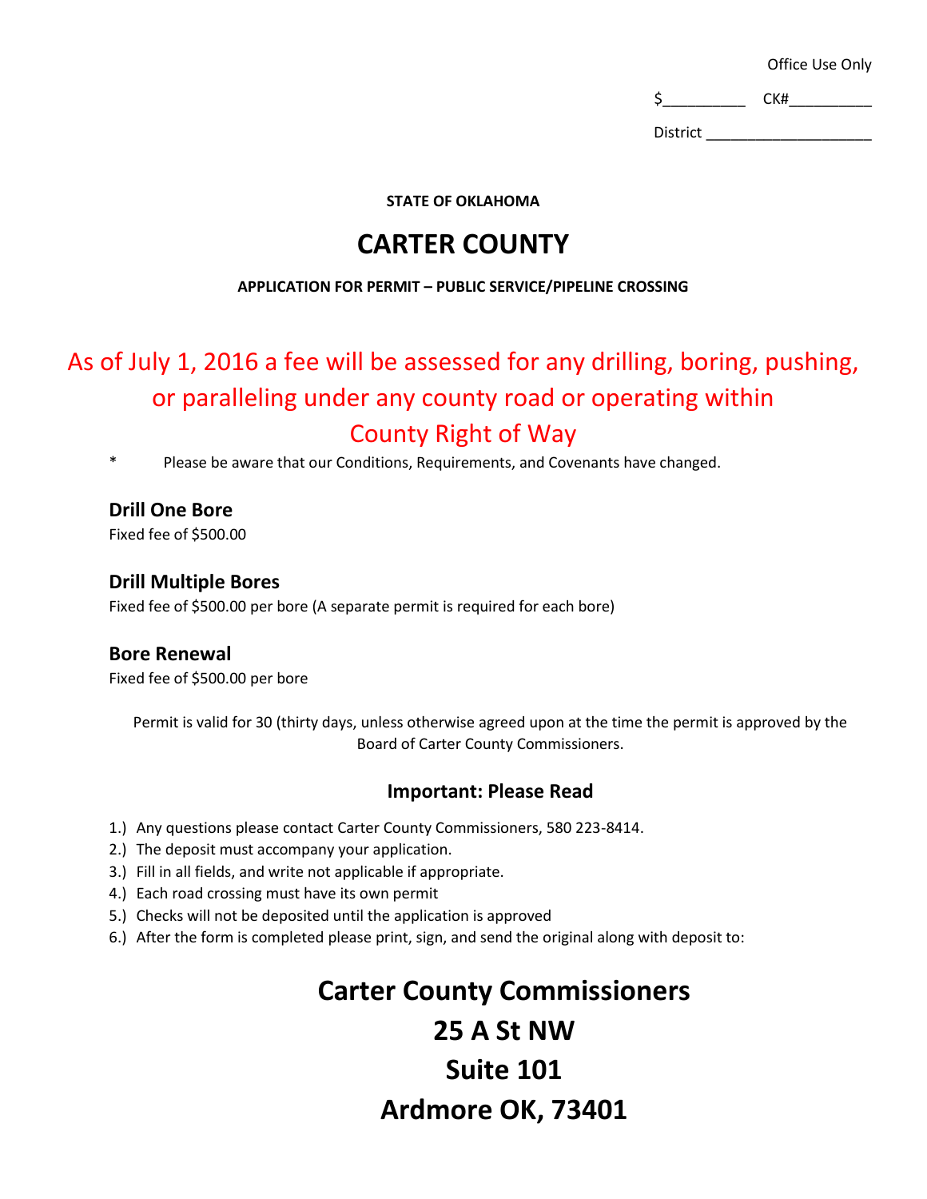Office Use Only

$__________ CK#__________

District ____________________

**STATE OF OKLAHOMA**

# CARTER COUNTY

**APPLICATION FOR PERMIT – PUBLIC SERVICE/PIPELINE CROSSING**

As of July 1, 2016 a fee will be assessed for any drilling, boring, pushing, or paralleling under any county road or operating within County Right of Way

* Please be aware that our Conditions, Requirements, and Covenants have changed.

### Drill One Bore

Fixed fee of $500.00

### Drill Multiple Bores

Fixed fee of $500.00 per bore (A separate permit is required for each bore)

### Bore Renewal

Fixed fee of $500.00 per bore

Permit is valid for 30 (thirty days, unless otherwise agreed upon at the time the permit is approved by the Board of Carter County Commissioners.

### Important: Please Read

1.) Any questions please contact Carter County Commissioners, 580 223-8414.
2.) The deposit must accompany your application.
3.) Fill in all fields, and write not applicable if appropriate.
4.) Each road crossing must have its own permit
5.) Checks will not be deposited until the application is approved
6.) After the form is completed please print, sign, and send the original along with deposit to:

**Carter County Commissioners**
**25 A St NW**
**Suite 101**
**Ardmore OK, 73401**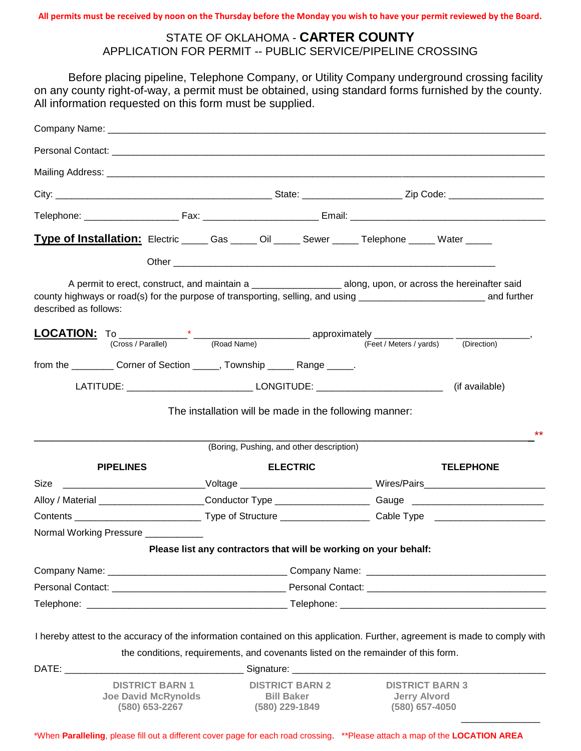**All permits must be received by noon on the Thursday before the Monday you wish to have your permit reviewed by the Board.**

# STATE OF OKLAHOMA - **CARTER COUNTY**

## APPLICATION FOR PERMIT -- PUBLIC SERVICE/PIPELINE CROSSING

Before placing pipeline, Telephone Company, or Utility Company underground crossing facility on any county right-of-way, a permit must be obtained, using standard forms furnished by the county. All information requested on this form must be supplied.

Company Name: ______________________________________________________________

Personal Contact: ____________________________________________________________

Mailing Address: _____________________________________________________________

City: ________________________________ State: _______________ Zip Code: _______________

Telephone: _______________ Fax: __________________ Email: ______________________________

**Type of Installation:** Electric _____ Gas _____ Oil _____ Sewer _____ Telephone _____ Water _____

Other ____________________________________________________

A permit to erect, construct, and maintain a ______________ along, upon, or across the hereinafter said county highways or road(s) for the purpose of transporting, selling, and using ____________________ and further described as follows:

**LOCATION:** To __________* ___________________ approximately ____________ ____________,
(Cross / Parallel) (Road Name) (Feet / Meters / yards) (Direction)

from the _______ Corner of Section _____, Township _____ Range _____.

LATITUDE: ____________________ LONGITUDE: ____________________ (if available)

The installation will be made in the following manner:

_________________________________________________________________________**
(Boring, Pushing, and other description)

| PIPELINES | ELECTRIC | TELEPHONE |
|---|---|---|
| Size ____________________ | Voltage ____________________ | Wires/Pairs ____________________ |
| Alloy / Material ____________________ | Conductor Type ____________________ | Gauge ____________________ |
| Contents ____________________ | Type of Structure ____________________ | Cable Type ____________________ |
| Normal Working Pressure ___________ | | |

**Please list any contractors that will be working on your behalf:**

Company Name: ____________________________ Company Name: ____________________________

Personal Contact: ____________________________ Personal Contact: ____________________________

Telephone: ____________________________ Telephone: ____________________________

I hereby attest to the accuracy of the information contained on this application. Further, agreement is made to comply with the conditions, requirements, and covenants listed on the remainder of this form.

DATE: ____________________________ Signature: ________________________________________

| DISTRICT BARN 1 | DISTRICT BARN 2 | DISTRICT BARN 3 |
|---|---|---|
| Joe David McRynolds | Bill Baker | Jerry Alvord |
| (580) 653-2267 | (580) 229-1849 | (580) 657-4050 |

*When **Paralleling**, please fill out a different cover page for each road crossing. **Please attach a map of the **LOCATION AREA**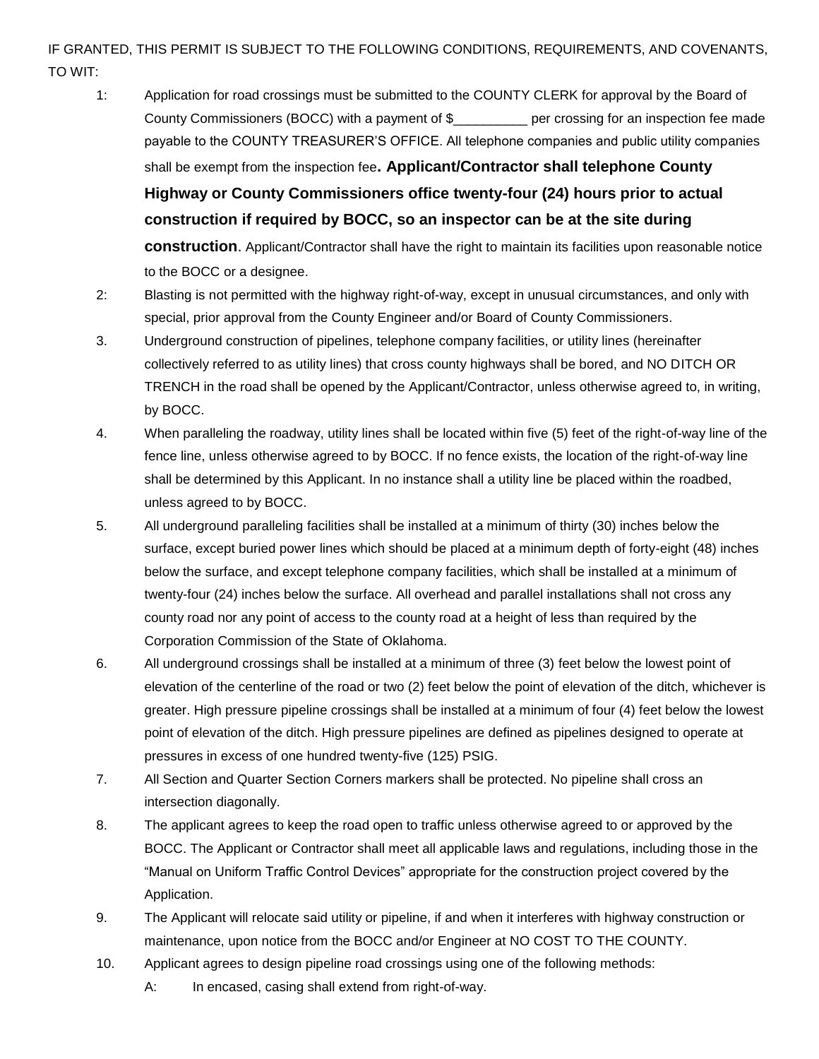IF GRANTED, THIS PERMIT IS SUBJECT TO THE FOLLOWING CONDITIONS, REQUIREMENTS, AND COVENANTS, TO WIT:

1: Application for road crossings must be submitted to the COUNTY CLERK for approval by the Board of County Commissioners (BOCC) with a payment of $__________ per crossing for an inspection fee made payable to the COUNTY TREASURER'S OFFICE. All telephone companies and public utility companies shall be exempt from the inspection fee**. Applicant/Contractor shall telephone County Highway or County Commissioners office twenty-four (24) hours prior to actual construction if required by BOCC, so an inspector can be at the site during construction**. Applicant/Contractor shall have the right to maintain its facilities upon reasonable notice to the BOCC or a designee.

2: Blasting is not permitted with the highway right-of-way, except in unusual circumstances, and only with special, prior approval from the County Engineer and/or Board of County Commissioners.

3. Underground construction of pipelines, telephone company facilities, or utility lines (hereinafter collectively referred to as utility lines) that cross county highways shall be bored, and NO DITCH OR TRENCH in the road shall be opened by the Applicant/Contractor, unless otherwise agreed to, in writing, by BOCC.

4. When paralleling the roadway, utility lines shall be located within five (5) feet of the right-of-way line of the fence line, unless otherwise agreed to by BOCC. If no fence exists, the location of the right-of-way line shall be determined by this Applicant. In no instance shall a utility line be placed within the roadbed, unless agreed to by BOCC.

5. All underground paralleling facilities shall be installed at a minimum of thirty (30) inches below the surface, except buried power lines which should be placed at a minimum depth of forty-eight (48) inches below the surface, and except telephone company facilities, which shall be installed at a minimum of twenty-four (24) inches below the surface. All overhead and parallel installations shall not cross any county road nor any point of access to the county road at a height of less than required by the Corporation Commission of the State of Oklahoma.

6. All underground crossings shall be installed at a minimum of three (3) feet below the lowest point of elevation of the centerline of the road or two (2) feet below the point of elevation of the ditch, whichever is greater. High pressure pipeline crossings shall be installed at a minimum of four (4) feet below the lowest point of elevation of the ditch. High pressure pipelines are defined as pipelines designed to operate at pressures in excess of one hundred twenty-five (125) PSIG.

7. All Section and Quarter Section Corners markers shall be protected. No pipeline shall cross an intersection diagonally.

8. The applicant agrees to keep the road open to traffic unless otherwise agreed to or approved by the BOCC. The Applicant or Contractor shall meet all applicable laws and regulations, including those in the "Manual on Uniform Traffic Control Devices" appropriate for the construction project covered by the Application.

9. The Applicant will relocate said utility or pipeline, if and when it interferes with highway construction or maintenance, upon notice from the BOCC and/or Engineer at NO COST TO THE COUNTY.

10. Applicant agrees to design pipeline road crossings using one of the following methods:

    A: In encased, casing shall extend from right-of-way.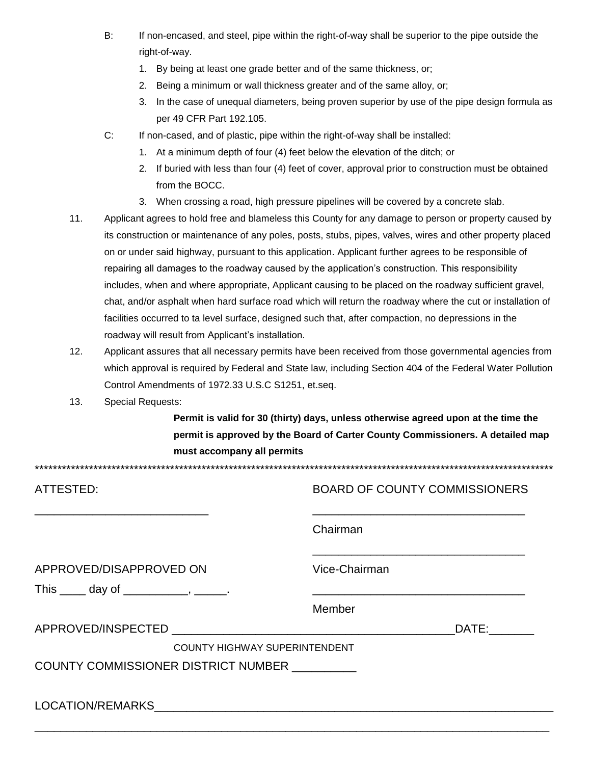B: If non-encased, and steel, pipe within the right-of-way shall be superior to the pipe outside the right-of-way.

1. By being at least one grade better and of the same thickness, or;
2. Being a minimum or wall thickness greater and of the same alloy, or;
3. In the case of unequal diameters, being proven superior by use of the pipe design formula as per 49 CFR Part 192.105.

C: If non-cased, and of plastic, pipe within the right-of-way shall be installed:

1. At a minimum depth of four (4) feet below the elevation of the ditch; or
2. If buried with less than four (4) feet of cover, approval prior to construction must be obtained from the BOCC.
3. When crossing a road, high pressure pipelines will be covered by a concrete slab.

11. Applicant agrees to hold free and blameless this County for any damage to person or property caused by its construction or maintenance of any poles, posts, stubs, pipes, valves, wires and other property placed on or under said highway, pursuant to this application. Applicant further agrees to be responsible of repairing all damages to the roadway caused by the application's construction. This responsibility includes, when and where appropriate, Applicant causing to be placed on the roadway sufficient gravel, chat, and/or asphalt when hard surface road which will return the roadway where the cut or installation of facilities occurred to ta level surface, designed such that, after compaction, no depressions in the roadway will result from Applicant's installation.

12. Applicant assures that all necessary permits have been received from those governmental agencies from which approval is required by Federal and State law, including Section 404 of the Federal Water Pollution Control Amendments of 1972.33 U.S.C S1251, et.seq.

13. Special Requests:

**Permit is valid for 30 (thirty) days, unless otherwise agreed upon at the time the permit is approved by the Board of Carter County Commissioners. A detailed map must accompany all permits**

*******************************************************************************************************************

ATTESTED: BOARD OF COUNTY COMMISSIONERS

___________________________ _________________________________

Chairman

_________________________________

APPROVED/DISAPPROVED ON Vice-Chairman

This ____ day of __________, _____. _________________________________

Member

APPROVED/INSPECTED ____________________________________________DATE:_______

COUNTY HIGHWAY SUPERINTENDENT

COUNTY COMMISSIONER DISTRICT NUMBER __________

LOCATION/REMARKS_________________________________________________________________

_____________________________________________________________________________________